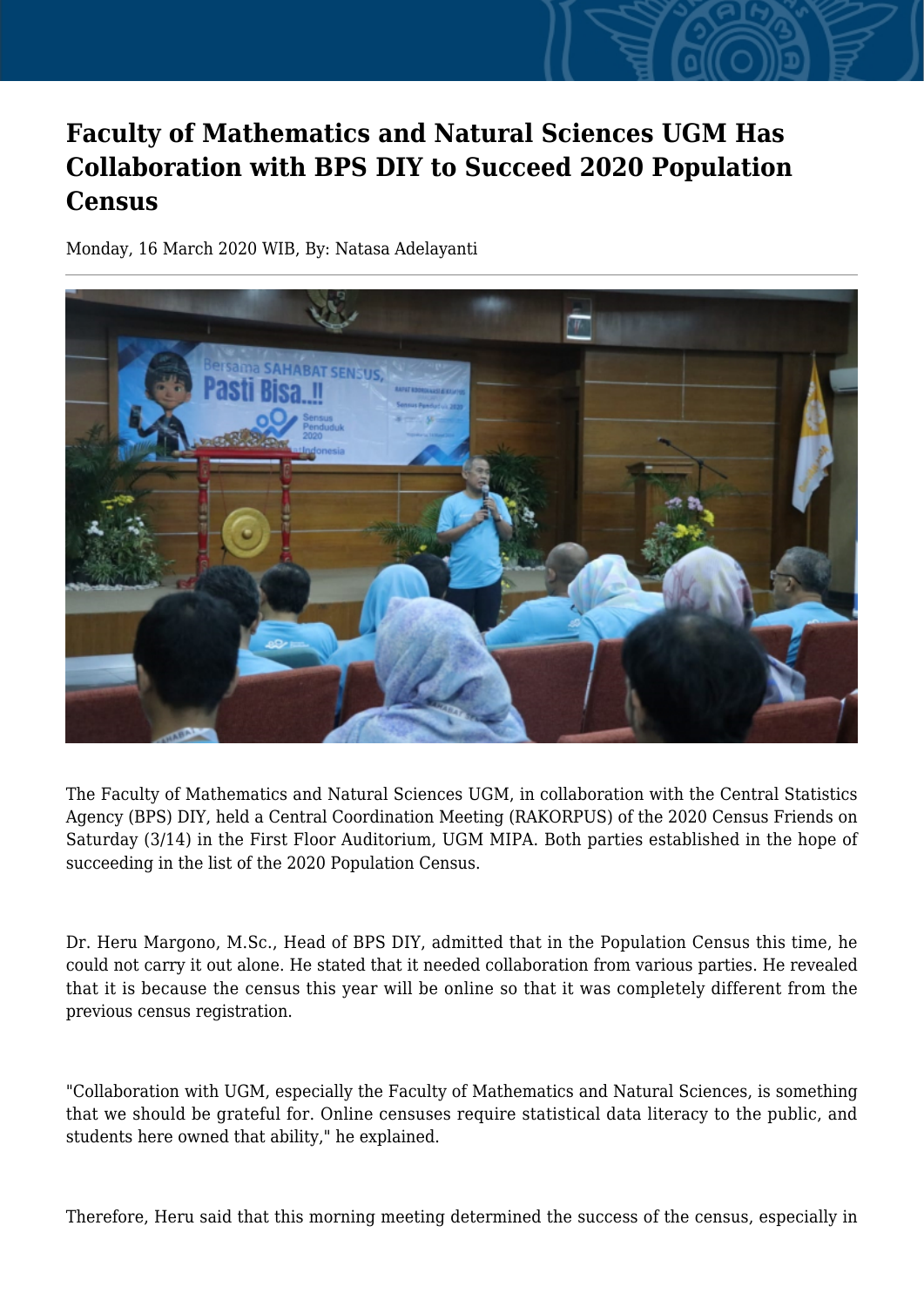# Faculty of Mathematics and Natural Sciences UGM Has Collaboration with BPS DIY to Succeed 2020 Population Census

Monday, 16 March 2020 WIB, By: Natasa Adelayanti

The Faculty of Mathematics and Natural Sciences UGM, in collaboration with the Central Statistics Agency (BPS) DIY, held a Central Coordination Meeting (RAKORPUS) of the 2020 Census Friends on Saturday (3/14) in the First Floor Auditorium, UGM MIPA. Both parties established in the hope of succeeding in the list of the 2020 Population Census.

Dr. Heru Margono, M.Sc., Head of BPS DIY, admitted that in the Population Census this time, he could not carry it out alone. He stated that it needed collaboration from various parties. He revealed that it is because the census this year will be online so that it was completely different from the previous census registration.

"Collaboration with UGM, especially the Faculty of Mathematics and Natural Sciences, is something that we should be grateful for. Online censuses require statistical data literacy to the public, and students here owned that ability," he explained.

Therefore, Heru said that this morning meeting determined the success of the census, especially in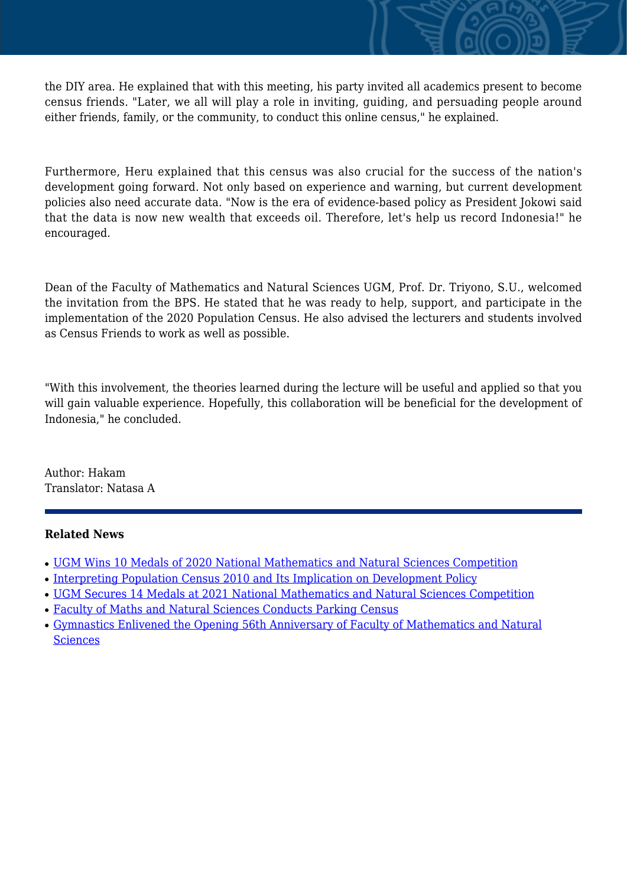the DIY area. He explained that with this meeting, his party invited all academics present to become census friends. "Later, we all will play a role in inviting, guiding, and persuading people around either friends, family, or the community, to conduct this online census," he explained.

Furthermore, Heru explained that this census was also crucial for the success of the nation's development going forward. Not only based on experience and warning, but current development policies also need accurate data. "Now is the era of evidence-based policy as President Jokowi said that the data is now new wealth that exceeds oil. Therefore, let's help us record Indonesia!" he encouraged.

Dean of the Faculty of Mathematics and Natural Sciences UGM, Prof. Dr. Triyono, S.U., welcomed the invitation from the BPS. He stated that he was ready to help, support, and participate in the implementation of the 2020 Population Census. He also advised the lecturers and students involved as Census Friends to work as well as possible.

"With this involvement, the theories learned during the lecture will be useful and applied so that you will gain valuable experience. Hopefully, this collaboration will be beneficial for the development of Indonesia," he concluded.

Author: Hakam
Translator: Natasa A

---

**Related News**

- UGM Wins 10 Medals of 2020 National Mathematics and Natural Sciences Competition
- Interpreting Population Census 2010 and Its Implication on Development Policy
- UGM Secures 14 Medals at 2021 National Mathematics and Natural Sciences Competition
- Faculty of Maths and Natural Sciences Conducts Parking Census
- Gymnastics Enlivened the Opening 56th Anniversary of Faculty of Mathematics and Natural Sciences